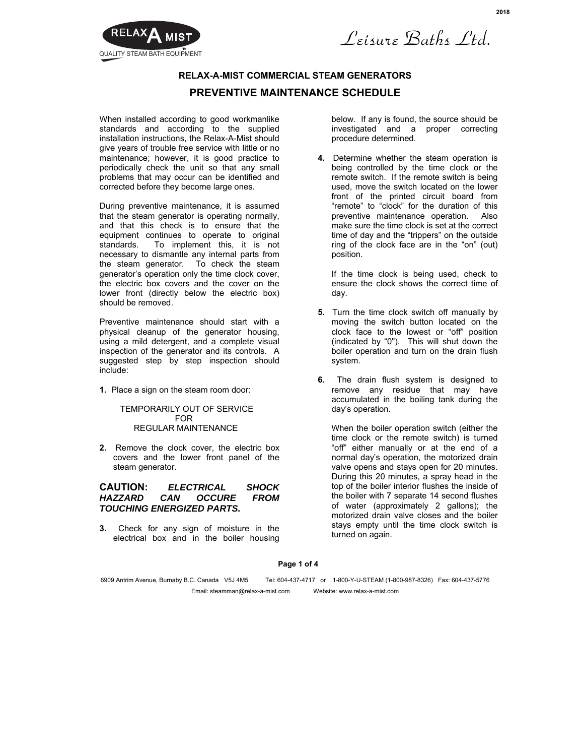RELAX A MIST™
QUALITY STEAM BATH EQUIPMENT

Leisure Baths Ltd.

## RELAX-A-MIST COMMERCIAL STEAM GENERATORS

# PREVENTIVE MAINTENANCE SCHEDULE

When installed according to good workmanlike standards and according to the supplied installation instructions, the Relax-A-Mist should give years of trouble free service with little or no maintenance; however, it is good practice to periodically check the unit so that any small problems that may occur can be identified and corrected before they become large ones.

During preventive maintenance, it is assumed that the steam generator is operating normally, and that this check is to ensure that the equipment continues to operate to original standards. To implement this, it is not necessary to dismantle any internal parts from the steam generator. To check the steam generator's operation only the time clock cover, the electric box covers and the cover on the lower front (directly below the electric box) should be removed.

Preventive maintenance should start with a physical cleanup of the generator housing, using a mild detergent, and a complete visual inspection of the generator and its controls. A suggested step by step inspection should include:

**1.** Place a sign on the steam room door:

TEMPORARILY OUT OF SERVICE
FOR
REGULAR MAINTENANCE

**2.** Remove the clock cover, the electric box covers and the lower front panel of the steam generator.

**CAUTION:** ***ELECTRICAL SHOCK HAZZARD CAN OCCURE FROM TOUCHING ENERGIZED PARTS.***

**3.** Check for any sign of moisture in the electrical box and in the boiler housing below. If any is found, the source should be investigated and a proper correcting procedure determined.

**4.** Determine whether the steam operation is being controlled by the time clock or the remote switch. If the remote switch is being used, move the switch located on the lower front of the printed circuit board from "remote" to "clock" for the duration of this preventive maintenance operation. Also make sure the time clock is set at the correct time of day and the "trippers" on the outside ring of the clock face are in the "on" (out) position.

If the time clock is being used, check to ensure the clock shows the correct time of day.

**5.** Turn the time clock switch off manually by moving the switch button located on the clock face to the lowest or "off" position (indicated by "0"). This will shut down the boiler operation and turn on the drain flush system.

**6.** The drain flush system is designed to remove any residue that may have accumulated in the boiling tank during the day's operation.

When the boiler operation switch (either the time clock or the remote switch) is turned "off" either manually or at the end of a normal day's operation, the motorized drain valve opens and stays open for 20 minutes. During this 20 minutes, a spray head in the top of the boiler interior flushes the inside of the boiler with 7 separate 14 second flushes of water (approximately 2 gallons); the motorized drain valve closes and the boiler stays empty until the time clock switch is turned on again.

6909 Antrim Avenue, Burnaby B.C. Canada V5J 4M5 Tel: 604-437-4717 or 1-800-Y-U-STEAM (1-800-987-8326) Fax: 604-437-5776
Email: steamman@relax-a-mist.com Website: www.relax-a-mist.com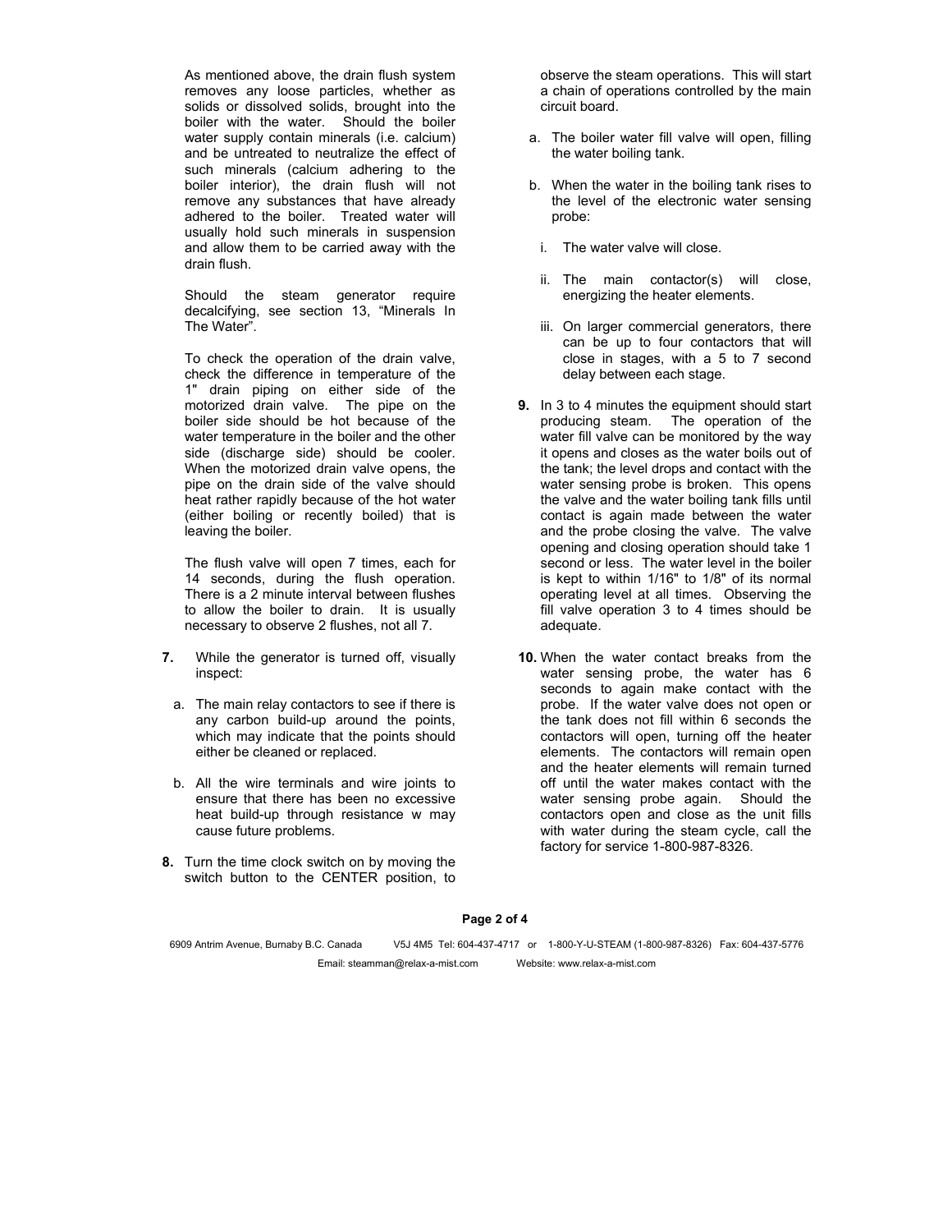As mentioned above, the drain flush system removes any loose particles, whether as solids or dissolved solids, brought into the boiler with the water. Should the boiler water supply contain minerals (i.e. calcium) and be untreated to neutralize the effect of such minerals (calcium adhering to the boiler interior), the drain flush will not remove any substances that have already adhered to the boiler. Treated water will usually hold such minerals in suspension and allow them to be carried away with the drain flush.

Should the steam generator require decalcifying, see section 13, "Minerals In The Water".

To check the operation of the drain valve, check the difference in temperature of the 1" drain piping on either side of the motorized drain valve. The pipe on the boiler side should be hot because of the water temperature in the boiler and the other side (discharge side) should be cooler. When the motorized drain valve opens, the pipe on the drain side of the valve should heat rather rapidly because of the hot water (either boiling or recently boiled) that is leaving the boiler.

The flush valve will open 7 times, each for 14 seconds, during the flush operation. There is a 2 minute interval between flushes to allow the boiler to drain. It is usually necessary to observe 2 flushes, not all 7.

**7.** While the generator is turned off, visually inspect:

  a. The main relay contactors to see if there is any carbon build-up around the points, which may indicate that the points should either be cleaned or replaced.

  b. All the wire terminals and wire joints to ensure that there has been no excessive heat build-up through resistance w may cause future problems.

**8.** Turn the time clock switch on by moving the switch button to the CENTER position, to observe the steam operations. This will start a chain of operations controlled by the main circuit board.

  a. The boiler water fill valve will open, filling the water boiling tank.

  b. When the water in the boiling tank rises to the level of the electronic water sensing probe:

    i. The water valve will close.

    ii. The main contactor(s) will close, energizing the heater elements.

    iii. On larger commercial generators, there can be up to four contactors that will close in stages, with a 5 to 7 second delay between each stage.

**9.** In 3 to 4 minutes the equipment should start producing steam. The operation of the water fill valve can be monitored by the way it opens and closes as the water boils out of the tank; the level drops and contact with the water sensing probe is broken. This opens the valve and the water boiling tank fills until contact is again made between the water and the probe closing the valve. The valve opening and closing operation should take 1 second or less. The water level in the boiler is kept to within 1/16" to 1/8" of its normal operating level at all times. Observing the fill valve operation 3 to 4 times should be adequate.

**10.** When the water contact breaks from the water sensing probe, the water has 6 seconds to again make contact with the probe. If the water valve does not open or the tank does not fill within 6 seconds the contactors will open, turning off the heater elements. The contactors will remain open and the heater elements will remain turned off until the water makes contact with the water sensing probe again. Should the contactors open and close as the unit fills with water during the steam cycle, call the factory for service 1-800-987-8326.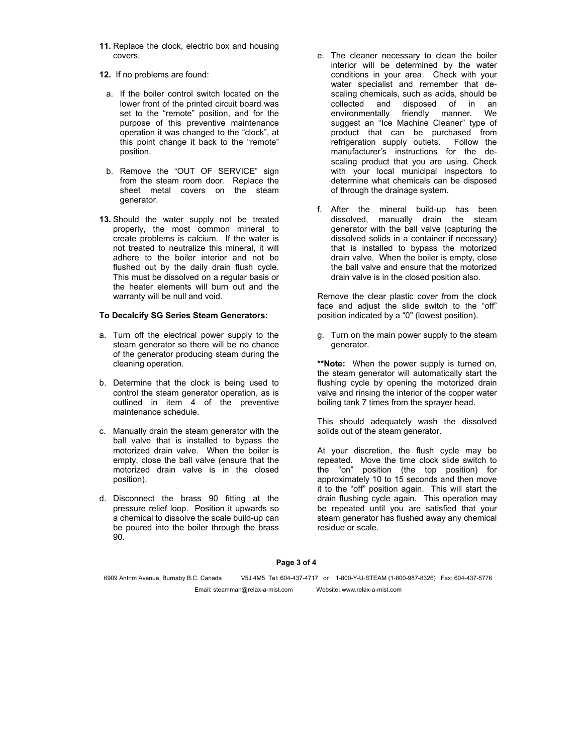**11.** Replace the clock, electric box and housing covers.

**12.** If no problems are found:

a. If the boiler control switch located on the lower front of the printed circuit board was set to the "remote" position, and for the purpose of this preventive maintenance operation it was changed to the "clock", at this point change it back to the "remote" position.

b. Remove the "OUT OF SERVICE" sign from the steam room door. Replace the sheet metal covers on the steam generator.

**13.** Should the water supply not be treated properly, the most common mineral to create problems is calcium. If the water is not treated to neutralize this mineral, it will adhere to the boiler interior and not be flushed out by the daily drain flush cycle. This must be dissolved on a regular basis or the heater elements will burn out and the warranty will be null and void.

**To Decalcify SG Series Steam Generators:**

a. Turn off the electrical power supply to the steam generator so there will be no chance of the generator producing steam during the cleaning operation.

b. Determine that the clock is being used to control the steam generator operation, as is outlined in item 4 of the preventive maintenance schedule.

c. Manually drain the steam generator with the ball valve that is installed to bypass the motorized drain valve. When the boiler is empty, close the ball valve (ensure that the motorized drain valve is in the closed position).

d. Disconnect the brass 90 fitting at the pressure relief loop. Position it upwards so a chemical to dissolve the scale build-up can be poured into the boiler through the brass 90.

e. The cleaner necessary to clean the boiler interior will be determined by the water conditions in your area. Check with your water specialist and remember that de-scaling chemicals, such as acids, should be collected and disposed of in an environmentally friendly manner. We suggest an "Ice Machine Cleaner" type of product that can be purchased from refrigeration supply outlets. Follow the manufacturer's instructions for the de-scaling product that you are using. Check with your local municipal inspectors to determine what chemicals can be disposed of through the drainage system.

f. After the mineral build-up has been dissolved, manually drain the steam generator with the ball valve (capturing the dissolved solids in a container if necessary) that is installed to bypass the motorized drain valve. When the boiler is empty, close the ball valve and ensure that the motorized drain valve is in the closed position also.

Remove the clear plastic cover from the clock face and adjust the slide switch to the "off" position indicated by a "0" (lowest position).

g. Turn on the main power supply to the steam generator.

**\*\*Note:** When the power supply is turned on, the steam generator will automatically start the flushing cycle by opening the motorized drain valve and rinsing the interior of the copper water boiling tank 7 times from the sprayer head.

This should adequately wash the dissolved solids out of the steam generator.

At your discretion, the flush cycle may be repeated. Move the time clock slide switch to the "on" position (the top position) for approximately 10 to 15 seconds and then move it to the "off" position again. This will start the drain flushing cycle again. This operation may be repeated until you are satisfied that your steam generator has flushed away any chemical residue or scale.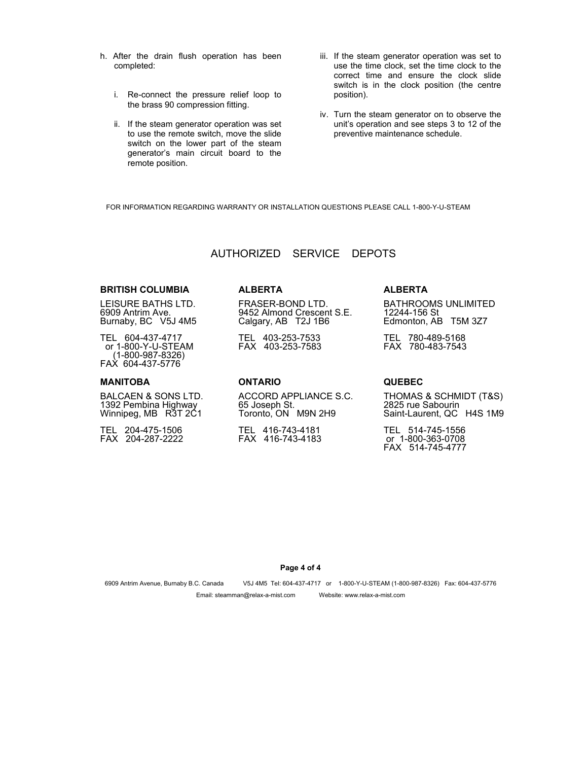h. After the drain flush operation has been completed:

   i. Re-connect the pressure relief loop to the brass 90 compression fitting.

   ii. If the steam generator operation was set to use the remote switch, move the slide switch on the lower part of the steam generator's main circuit board to the remote position.

   iii. If the steam generator operation was set to use the time clock, set the time clock to the correct time and ensure the clock slide switch is in the clock position (the centre position).

   iv. Turn the steam generator on to observe the unit's operation and see steps 3 to 12 of the preventive maintenance schedule.

FOR INFORMATION REGARDING WARRANTY OR INSTALLATION QUESTIONS PLEASE CALL 1-800-Y-U-STEAM

## AUTHORIZED SERVICE DEPOTS

**BRITISH COLUMBIA**

LEISURE BATHS LTD.
6909 Antrim Ave.
Burnaby, BC V5J 4M5

TEL 604-437-4717
or 1-800-Y-U-STEAM
(1-800-987-8326)
FAX 604-437-5776

**ALBERTA**

FRASER-BOND LTD.
9452 Almond Crescent S.E.
Calgary, AB T2J 1B6

TEL 403-253-7533
FAX 403-253-7583

**ALBERTA**

BATHROOMS UNLIMITED
12244-156 St
Edmonton, AB T5M 3Z7

TEL 780-489-5168
FAX 780-483-7543

**MANITOBA**

BALCAEN & SONS LTD.
1392 Pembina Highway
Winnipeg, MB R3T 2C1

TEL 204-475-1506
FAX 204-287-2222

**ONTARIO**

ACCORD APPLIANCE S.C.
65 Joseph St.
Toronto, ON M9N 2H9

TEL 416-743-4181
FAX 416-743-4183

**QUEBEC**

THOMAS & SCHMIDT (T&S)
2825 rue Sabourin
Saint-Laurent, QC H4S 1M9

TEL 514-745-1556
or 1-800-363-0708
FAX 514-745-4777